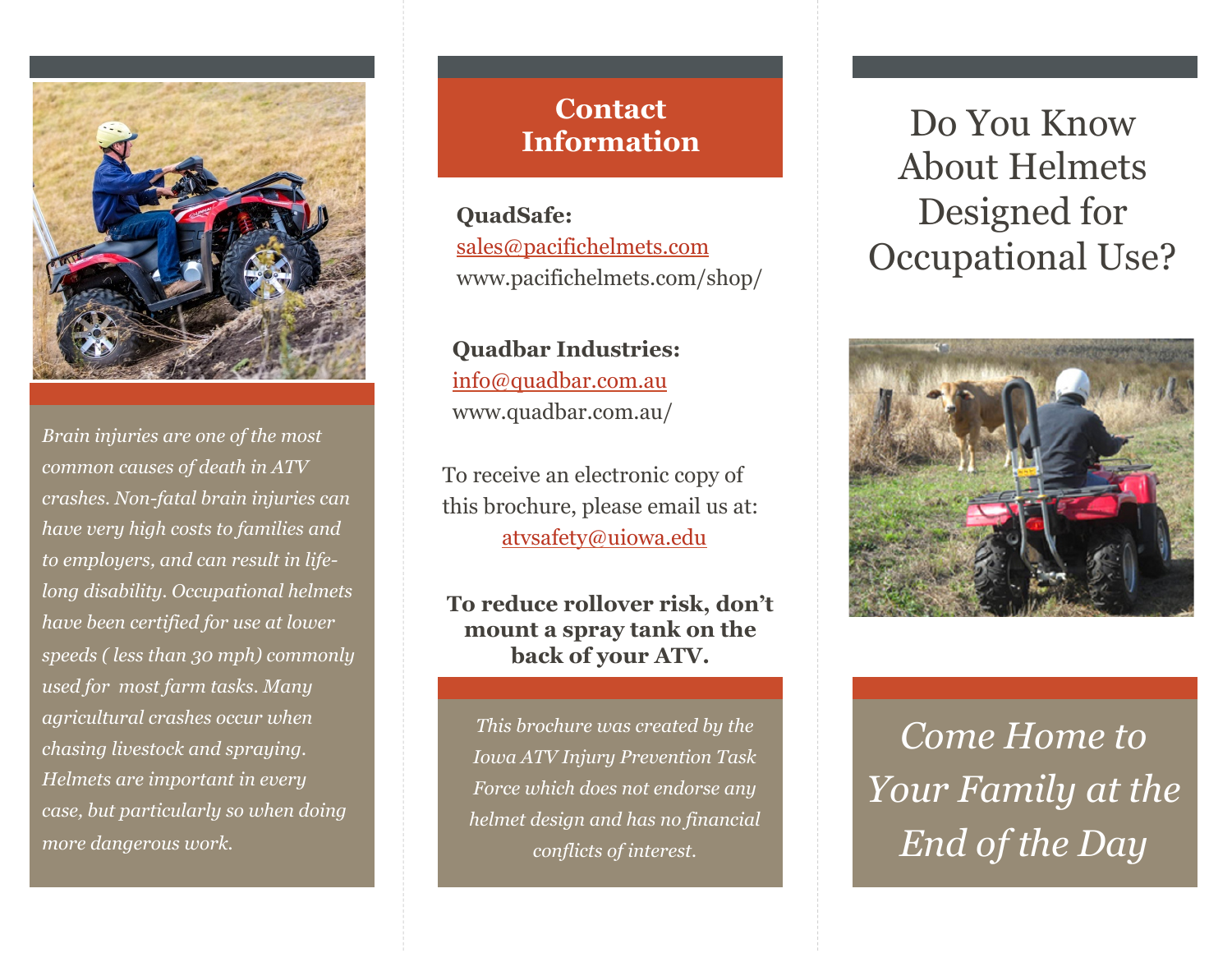*Brain injuries are one of the most common causes of death in ATV crashes. Non-fatal brain injuries can have very high costs to families and to employers, and can result in life-long disability. Occupational helmets have been certified for use at lower speeds ( less than 30 mph) commonly used for most farm tasks. Many agricultural crashes occur when chasing livestock and spraying. Helmets are important in every case, but particularly so when doing more dangerous work.*

## Contact Information

**QuadSafe:**
sales@pacifichelmets.com
www.pacifichelmets.com/shop/

**Quadbar Industries:**
info@quadbar.com.au
www.quadbar.com.au/

To receive an electronic copy of this brochure, please email us at:
atvsafety@uiowa.edu

**To reduce rollover risk, don't mount a spray tank on the back of your ATV.**

*This brochure was created by the Iowa ATV Injury Prevention Task Force which does not endorse any helmet design and has no financial conflicts of interest.*

# Do You Know About Helmets Designed for Occupational Use?

*Come Home to Your Family at the End of the Day*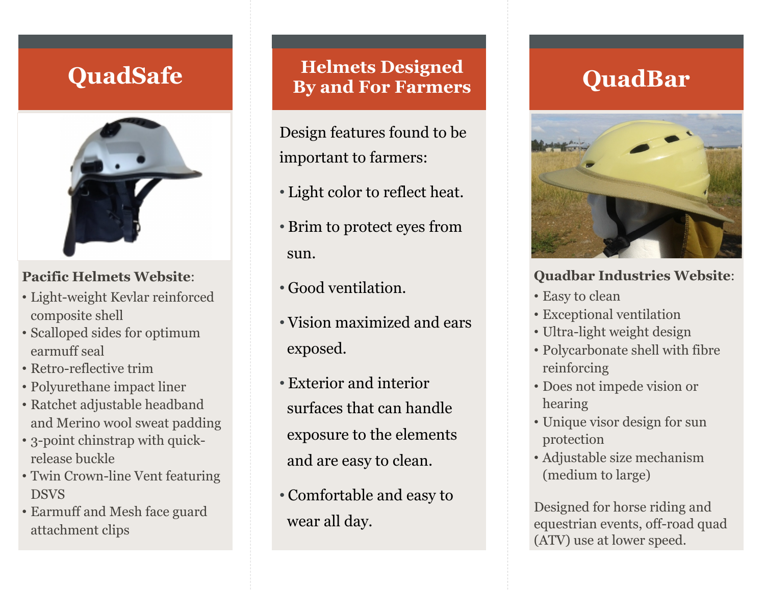## QuadSafe

**Pacific Helmets Website**:

- Light-weight Kevlar reinforced composite shell
- Scalloped sides for optimum earmuff seal
- Retro-reflective trim
- Polyurethane impact liner
- Ratchet adjustable headband and Merino wool sweat padding
- 3-point chinstrap with quick-release buckle
- Twin Crown-line Vent featuring DSVS
- Earmuff and Mesh face guard attachment clips

## Helmets Designed By and For Farmers

Design features found to be important to farmers:

- Light color to reflect heat.
- Brim to protect eyes from sun.
- Good ventilation.
- Vision maximized and ears exposed.
- Exterior and interior surfaces that can handle exposure to the elements and are easy to clean.
- Comfortable and easy to wear all day.

## QuadBar

**Quadbar Industries Website**:

- Easy to clean
- Exceptional ventilation
- Ultra-light weight design
- Polycarbonate shell with fibre reinforcing
- Does not impede vision or hearing
- Unique visor design for sun protection
- Adjustable size mechanism (medium to large)

Designed for horse riding and equestrian events, off-road quad (ATV) use at lower speed.